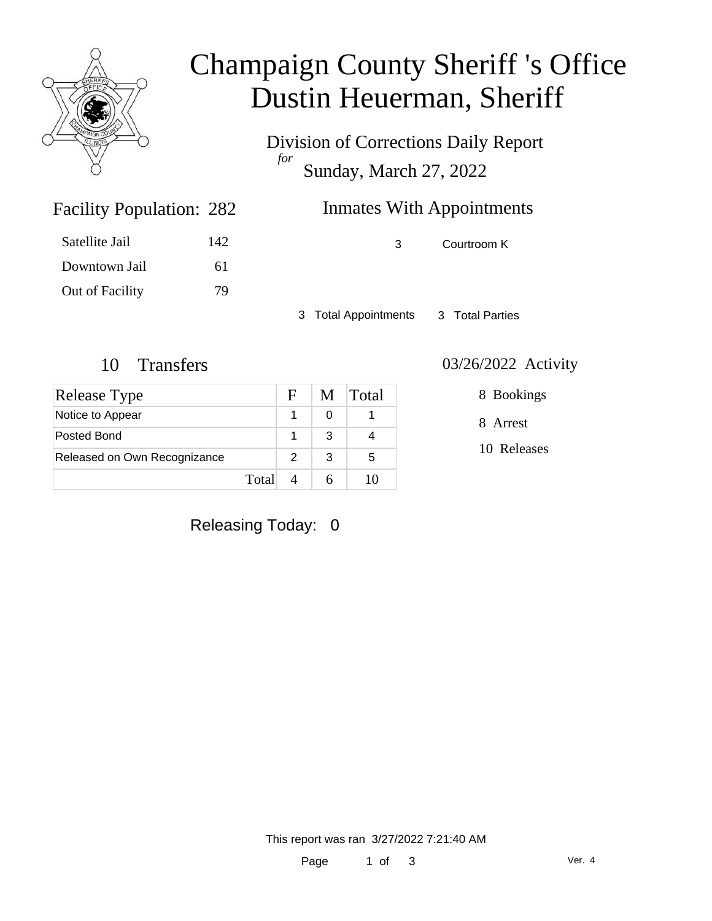# Champaign County Sheriff 's Office
# Dustin Heuerman, Sheriff

Division of Corrections Daily Report
*for*
Sunday, March 27, 2022

## Facility Population: 282

| | |
|---|---|
| Satellite Jail | 142 |
| Downtown Jail | 61 |
| Out of Facility | 79 |

## Inmates With Appointments

| | |
|---|---|
| 3 | Courtroom K |

3 Total Appointments    3 Total Parties

## 10 Transfers

| Release Type | F | M | Total |
|---|---|---|---|
| Notice to Appear | 1 | 0 | 1 |
| Posted Bond | 1 | 3 | 4 |
| Released on Own Recognizance | 2 | 3 | 5 |
| Total | 4 | 6 | 10 |

## 03/26/2022 Activity

8 Bookings

8 Arrest

10 Releases

Releasing Today: 0

This report was ran 3/27/2022 7:21:40 AM

Ver. 4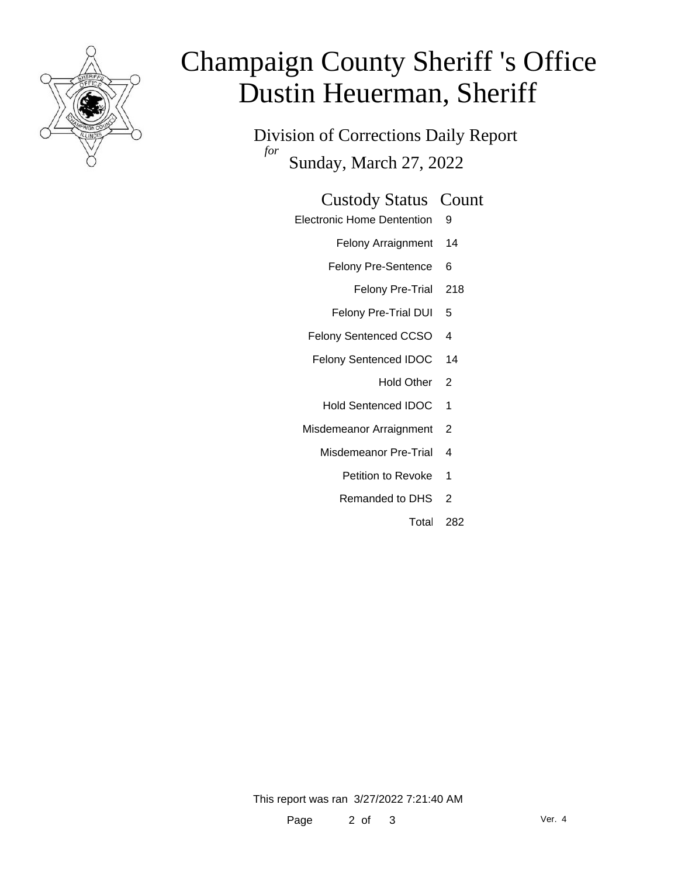# Champaign County Sheriff 's Office
# Dustin Heuerman, Sheriff

## Division of Corrections Daily Report

*for*

## Sunday, March 27, 2022

| Custody Status | Count |
|---|---|
| Electronic Home Dentention | 9 |
| Felony Arraignment | 14 |
| Felony Pre-Sentence | 6 |
| Felony Pre-Trial | 218 |
| Felony Pre-Trial DUI | 5 |
| Felony Sentenced CCSO | 4 |
| Felony Sentenced IDOC | 14 |
| Hold Other | 2 |
| Hold Sentenced IDOC | 1 |
| Misdemeanor Arraignment | 2 |
| Misdemeanor Pre-Trial | 4 |
| Petition to Revoke | 1 |
| Remanded to DHS | 2 |
| Total | 282 |

This report was ran 3/27/2022 7:21:40 AM

Ver. 4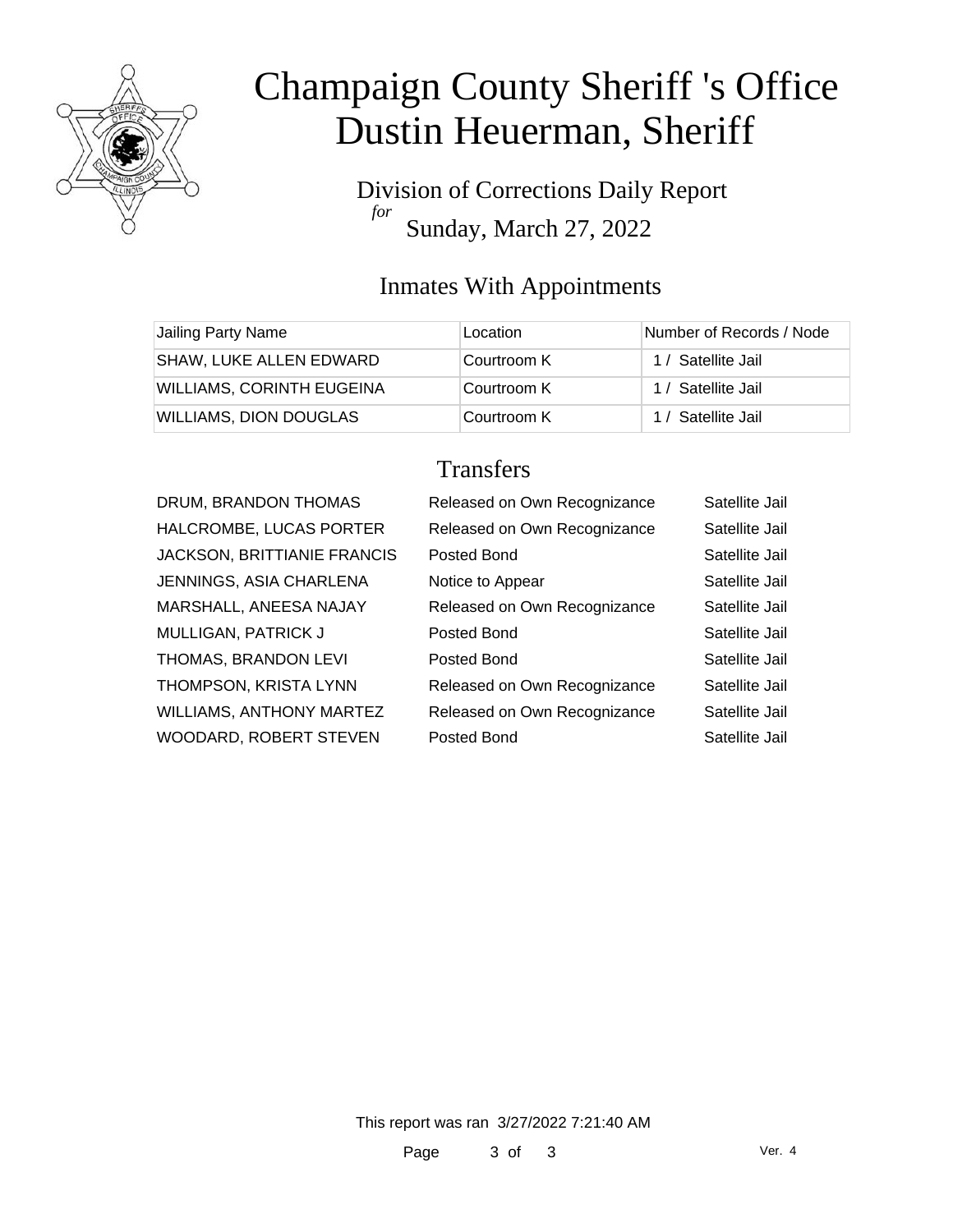# Champaign County Sheriff 's Office
# Dustin Heuerman, Sheriff

Division of Corrections Daily Report
*for*
Sunday, March 27, 2022

## Inmates With Appointments

| Jailing Party Name | Location | Number of Records / Node |
|---|---|---|
| SHAW, LUKE ALLEN EDWARD | Courtroom K | 1 / Satellite Jail |
| WILLIAMS, CORINTH EUGEINA | Courtroom K | 1 / Satellite Jail |
| WILLIAMS, DION DOUGLAS | Courtroom K | 1 / Satellite Jail |

## Transfers

| | | |
|---|---|---|
| DRUM, BRANDON THOMAS | Released on Own Recognizance | Satellite Jail |
| HALCROMBE, LUCAS PORTER | Released on Own Recognizance | Satellite Jail |
| JACKSON, BRITTIANIE FRANCIS | Posted Bond | Satellite Jail |
| JENNINGS, ASIA CHARLENA | Notice to Appear | Satellite Jail |
| MARSHALL, ANEESA NAJAY | Released on Own Recognizance | Satellite Jail |
| MULLIGAN, PATRICK J | Posted Bond | Satellite Jail |
| THOMAS, BRANDON LEVI | Posted Bond | Satellite Jail |
| THOMPSON, KRISTA LYNN | Released on Own Recognizance | Satellite Jail |
| WILLIAMS, ANTHONY MARTEZ | Released on Own Recognizance | Satellite Jail |
| WOODARD, ROBERT STEVEN | Posted Bond | Satellite Jail |

This report was ran 3/27/2022 7:21:40 AM

Ver. 4